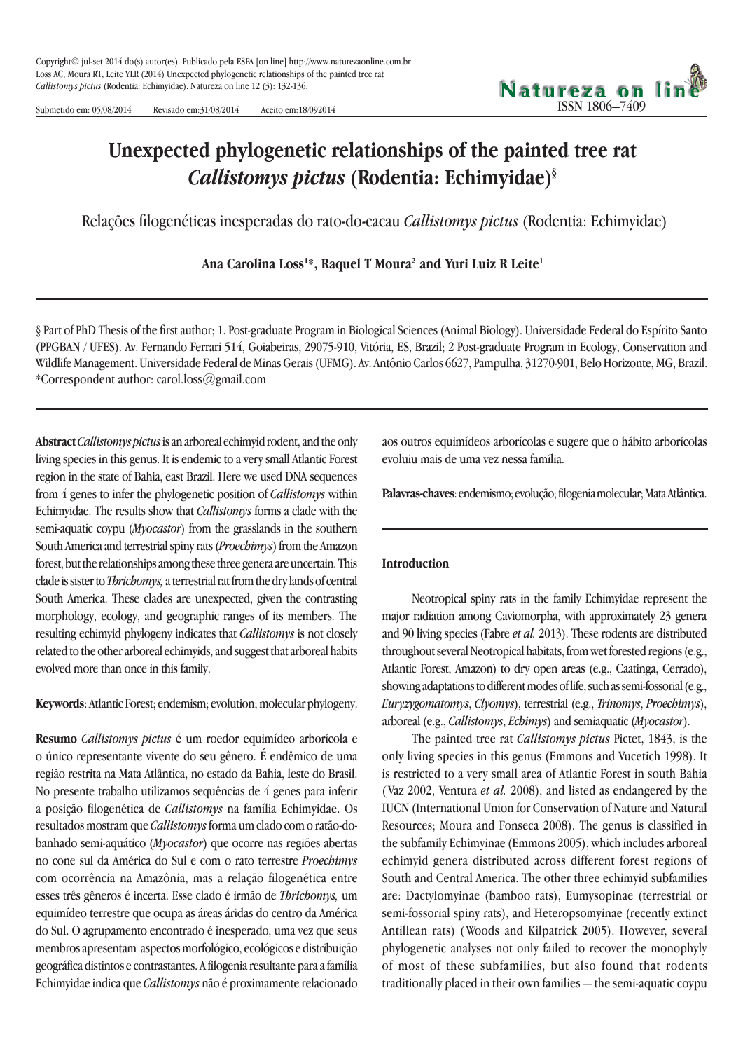Copyright© jul-set 2014 do(s) autor(es). Publicado pela ESFA [on line] http://www.naturezaonline.com.br
Loss AC, Moura RT, Leite YLR (2014) Unexpected phylogenetic relationships of the painted tree rat *Callistomys pictus* (Rodentia: Echimyidae). Natureza on line 12 (3): 132-136.

Submetido em: 05/08/2014    Revisado em:31/08/2014    Aceito em:18/092014

**Natureza on line**
ISSN 1806–7409

# Unexpected phylogenetic relationships of the painted tree rat *Callistomys pictus* (Rodentia: Echimyidae)[§]

Relações filogenéticas inesperadas do rato-do-cacau *Callistomys pictus* (Rodentia: Echimyidae)

**Ana Carolina Loss[1*], Raquel T Moura[2] and Yuri Luiz R Leite[1]**

§ Part of PhD Thesis of the first author; 1. Post-graduate Program in Biological Sciences (Animal Biology). Universidade Federal do Espírito Santo (PPGBAN / UFES). Av. Fernando Ferrari 514, Goiabeiras, 29075-910, Vitória, ES, Brazil; 2 Post-graduate Program in Ecology, Conservation and Wildlife Management. Universidade Federal de Minas Gerais (UFMG). Av. Antônio Carlos 6627, Pampulha, 31270-901, Belo Horizonte, MG, Brazil. *Correspondent author: carol.loss@gmail.com

**Abstract** *Callistomys pictus* is an arboreal echimyid rodent, and the only living species in this genus. It is endemic to a very small Atlantic Forest region in the state of Bahia, east Brazil. Here we used DNA sequences from 4 genes to infer the phylogenetic position of *Callistomys* within Echimyidae. The results show that *Callistomys* forms a clade with the semi-aquatic coypu (*Myocastor*) from the grasslands in the southern South America and terrestrial spiny rats (*Proechimys*) from the Amazon forest, but the relationships among these three genera are uncertain. This clade is sister to *Thrichomys,* a terrestrial rat from the dry lands of central South America. These clades are unexpected, given the contrasting morphology, ecology, and geographic ranges of its members. The resulting echimyid phylogeny indicates that *Callistomys* is not closely related to the other arboreal echimyids, and suggest that arboreal habits evolved more than once in this family.

**Keywords**: Atlantic Forest; endemism; evolution; molecular phylogeny.

**Resumo** *Callistomys pictus* é um roedor equimídeo arborícola e o único representante vivente do seu gênero. É endêmico de uma região restrita na Mata Atlântica, no estado da Bahia, leste do Brasil. No presente trabalho utilizamos sequências de 4 genes para inferir a posição filogenética de *Callistomys* na família Echimyidae. Os resultados mostram que *Callistomys* forma um clado com o ratão-do-banhado semi-aquático (*Myocastor*) que ocorre nas regiões abertas no cone sul da América do Sul e com o rato terrestre *Proechimys* com ocorrência na Amazônia, mas a relação filogenética entre esses três gêneros é incerta. Esse clado é irmão de *Thrichomys,* um equimídeo terrestre que ocupa as áreas áridas do centro da América do Sul. O agrupamento encontrado é inesperado, uma vez que seus membros apresentam aspectos morfológico, ecológicos e distribuição geográfica distintos e contrastantes. A filogenia resultante para a família Echimyidae indica que *Callistomys* não é proximamente relacionado aos outros equimídeos arborícolas e sugere que o hábito arborícolas evoluiu mais de uma vez nessa família.

**Palavras-chaves**: endemismo; evolução; filogenia molecular; Mata Atlântica.

## Introduction

Neotropical spiny rats in the family Echimyidae represent the major radiation among Caviomorpha, with approximately 23 genera and 90 living species (Fabre *et al.* 2013). These rodents are distributed throughout several Neotropical habitats, from wet forested regions (e.g., Atlantic Forest, Amazon) to dry open areas (e.g., Caatinga, Cerrado), showing adaptations to different modes of life, such as semi-fossorial (e.g., *Euryzygomatomys*, *Clyomys*), terrestrial (e.g., *Trinomys*, *Proechimys*), arboreal (e.g., *Callistomys*, *Echimys*) and semiaquatic (*Myocastor*).

The painted tree rat *Callistomys pictus* Pictet, 1843, is the only living species in this genus (Emmons and Vucetich 1998). It is restricted to a very small area of Atlantic Forest in south Bahia (Vaz 2002, Ventura *et al.* 2008), and listed as endangered by the IUCN (International Union for Conservation of Nature and Natural Resources; Moura and Fonseca 2008). The genus is classified in the subfamily Echimyinae (Emmons 2005), which includes arboreal echimyid genera distributed across different forest regions of South and Central America. The other three echimyid subfamilies are: Dactylomyinae (bamboo rats), Eumysopinae (terrestrial or semi-fossorial spiny rats), and Heteropsomyinae (recently extinct Antillean rats) (Woods and Kilpatrick 2005). However, several phylogenetic analyses not only failed to recover the monophyly of most of these subfamilies, but also found that rodents traditionally placed in their own families — the semi-aquatic coypu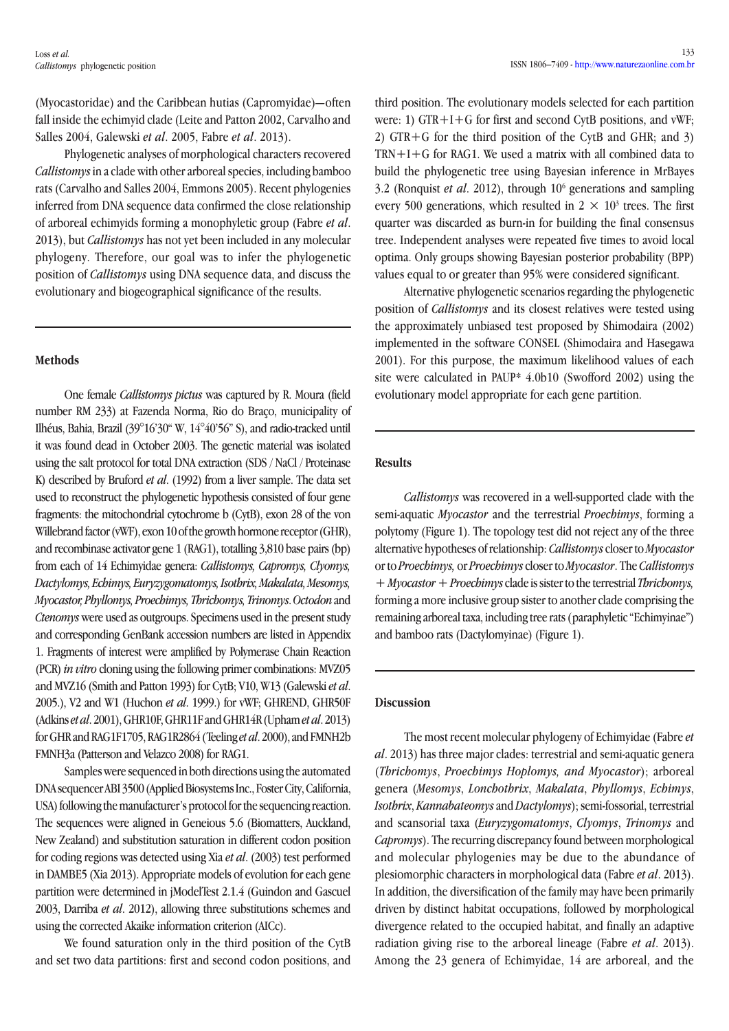(Myocastoridae) and the Caribbean hutias (Capromyidae)—often fall inside the echimyid clade (Leite and Patton 2002, Carvalho and Salles 2004, Galewski *et al*. 2005, Fabre *et al*. 2013).

Phylogenetic analyses of morphological characters recovered *Callistomys* in a clade with other arboreal species, including bamboo rats (Carvalho and Salles 2004, Emmons 2005). Recent phylogenies inferred from DNA sequence data confirmed the close relationship of arboreal echimyids forming a monophyletic group (Fabre *et al*. 2013), but *Callistomys* has not yet been included in any molecular phylogeny. Therefore, our goal was to infer the phylogenetic position of *Callistomys* using DNA sequence data, and discuss the evolutionary and biogeographical significance of the results.

## Methods

One female *Callistomys pictus* was captured by R. Moura (field number RM 233) at Fazenda Norma, Rio do Braço, municipality of Ilhéus, Bahia, Brazil (39°16'30" W, 14°40'56" S), and radio-tracked until it was found dead in October 2003. The genetic material was isolated using the salt protocol for total DNA extraction (SDS / NaCl / Proteinase K) described by Bruford *et al*. (1992) from a liver sample. The data set used to reconstruct the phylogenetic hypothesis consisted of four gene fragments: the mitochondrial cytochrome b (CytB), exon 28 of the von Willebrand factor (vWF), exon 10 of the growth hormone receptor (GHR), and recombinase activator gene 1 (RAG1), totalling 3,810 base pairs (bp) from each of 14 Echimyidae genera: *Callistomys, Capromys, Clyomys, Dactylomys, Echimys, Euryzygomatomys, Isothrix, Makalata, Mesomys, Myocastor, Phyllomys, Proechimys, Thrichomys, Trinomys*. *Octodon* and *Ctenomys* were used as outgroups. Specimens used in the present study and corresponding GenBank accession numbers are listed in Appendix 1. Fragments of interest were amplified by Polymerase Chain Reaction (PCR) *in vitro* cloning using the following primer combinations: MVZ05 and MVZ16 (Smith and Patton 1993) for CytB; V10, W13 (Galewski *et al*. 2005.), V2 and W1 (Huchon *et al*. 1999.) for vWF; GHREND, GHR50F (Adkins *et al*. 2001), GHR10F, GHR11F and GHR14R (Upham *et al*. 2013) for GHR and RAG1F1705, RAG1R2864 (Teeling *et al*. 2000), and FMNH2b FMNH3a (Patterson and Velazco 2008) for RAG1.

Samples were sequenced in both directions using the automated DNA sequencer ABI 3500 (Applied Biosystems Inc., Foster City, California, USA) following the manufacturer's protocol for the sequencing reaction. The sequences were aligned in Geneious 5.6 (Biomatters, Auckland, New Zealand) and substitution saturation in different codon position for coding regions was detected using Xia *et al*. (2003) test performed in DAMBE5 (Xia 2013). Appropriate models of evolution for each gene partition were determined in jModelTest 2.1.4 (Guindon and Gascuel 2003, Darriba *et al*. 2012), allowing three substitutions schemes and using the corrected Akaike information criterion (AICc).

We found saturation only in the third position of the CytB and set two data partitions: first and second codon positions, and third position. The evolutionary models selected for each partition were: 1) GTR+I+G for first and second CytB positions, and vWF; 2) GTR+G for the third position of the CytB and GHR; and 3) TRN+I+G for RAG1. We used a matrix with all combined data to build the phylogenetic tree using Bayesian inference in MrBayes 3.2 (Ronquist *et al*. 2012), through $10^6$ generations and sampling every 500 generations, which resulted in $2 \times 10^3$ trees. The first quarter was discarded as burn-in for building the final consensus tree. Independent analyses were repeated five times to avoid local optima. Only groups showing Bayesian posterior probability (BPP) values equal to or greater than 95% were considered significant.

Alternative phylogenetic scenarios regarding the phylogenetic position of *Callistomys* and its closest relatives were tested using the approximately unbiased test proposed by Shimodaira (2002) implemented in the software CONSEL (Shimodaira and Hasegawa 2001). For this purpose, the maximum likelihood values of each site were calculated in PAUP* 4.0b10 (Swofford 2002) using the evolutionary model appropriate for each gene partition.

## Results

*Callistomys* was recovered in a well-supported clade with the semi-aquatic *Myocastor* and the terrestrial *Proechimys*, forming a polytomy (Figure 1). The topology test did not reject any of the three alternative hypotheses of relationship: *Callistomys* closer to *Myocastor* or to *Proechimys*, or *Proechimys* closer to *Myocastor*. The *Callistomys* + *Myocastor* + *Proechimys* clade is sister to the terrestrial *Thrichomys*, forming a more inclusive group sister to another clade comprising the remaining arboreal taxa, including tree rats (paraphyletic "Echimyinae") and bamboo rats (Dactylomyinae) (Figure 1).

## Discussion

The most recent molecular phylogeny of Echimyidae (Fabre *et al*. 2013) has three major clades: terrestrial and semi-aquatic genera (*Thrichomys*, *Proechimys Hoplomys, and Myocastor*); arboreal genera (*Mesomys*, *Lonchothrix*, *Makalata*, *Phyllomys*, *Echimys*, *Isothrix*, *Kannabateomys* and *Dactylomys*); semi-fossorial, terrestrial and scansorial taxa (*Euryzygomatomys*, *Clyomys*, *Trinomys* and *Capromys*). The recurring discrepancy found between morphological and molecular phylogenies may be due to the abundance of plesiomorphic characters in morphological data (Fabre *et al*. 2013). In addition, the diversification of the family may have been primarily driven by distinct habitat occupations, followed by morphological divergence related to the occupied habitat, and finally an adaptive radiation giving rise to the arboreal lineage (Fabre *et al*. 2013). Among the 23 genera of Echimyidae, 14 are arboreal, and the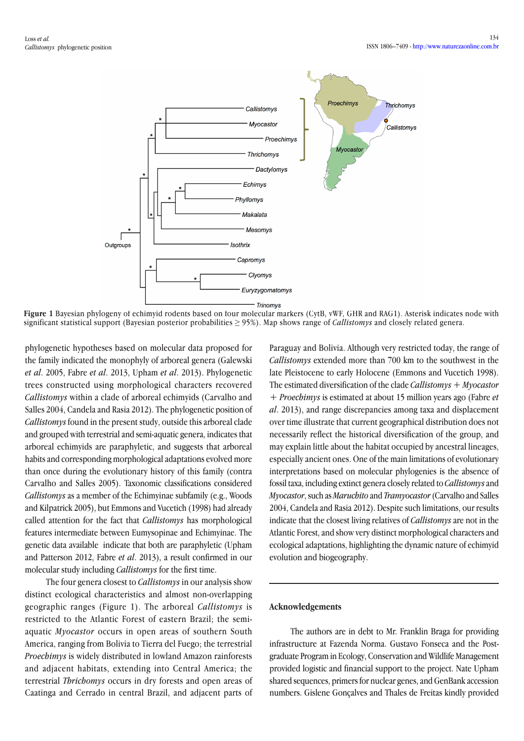**Figure 1** Bayesian phylogeny of echimyid rodents based on four molecular markers (CytB, vWF, GHR and RAG1). Asterisk indicates node with significant statistical support (Bayesian posterior probabilities ≥ 95%). Map shows range of *Callistomys* and closely related genera.

phylogenetic hypotheses based on molecular data proposed for the family indicated the monophyly of arboreal genera (Galewski *et al*. 2005, Fabre *et al*. 2013, Upham *et al*. 2013). Phylogenetic trees constructed using morphological characters recovered *Callistomys* within a clade of arboreal echimyids (Carvalho and Salles 2004, Candela and Rasia 2012). The phylogenetic position of *Callistomys* found in the present study, outside this arboreal clade and grouped with terrestrial and semi-aquatic genera, indicates that arboreal echimyids are paraphyletic, and suggests that arboreal habits and corresponding morphological adaptations evolved more than once during the evolutionary history of this family (contra Carvalho and Salles 2005). Taxonomic classifications considered *Callistomys* as a member of the Echimyinae subfamily (e.g., Woods and Kilpatrick 2005), but Emmons and Vucetich (1998) had already called attention for the fact that *Callistomys* has morphological features intermediate between Eumysopinae and Echimyinae. The genetic data available indicate that both are paraphyletic (Upham and Patterson 2012, Fabre *et al*. 2013), a result confirmed in our molecular study including *Callistomys* for the first time.

The four genera closest to *Callistomys* in our analysis show distinct ecological characteristics and almost non-overlapping geographic ranges (Figure 1). The arboreal *Callistomys* is restricted to the Atlantic Forest of eastern Brazil; the semi-aquatic *Myocastor* occurs in open areas of southern South America, ranging from Bolivia to Tierra del Fuego; the terrestrial *Proechimys* is widely distributed in lowland Amazon rainforests and adjacent habitats, extending into Central America; the terrestrial *Thrichomys* occurs in dry forests and open areas of Caatinga and Cerrado in central Brazil, and adjacent parts of Paraguay and Bolivia. Although very restricted today, the range of *Callistomys* extended more than 700 km to the southwest in the late Pleistocene to early Holocene (Emmons and Vucetich 1998). The estimated diversification of the clade *Callistomys* + *Myocastor* + *Proechimys* is estimated at about 15 million years ago (Fabre *et al*. 2013), and range discrepancies among taxa and displacement over time illustrate that current geographical distribution does not necessarily reflect the historical diversification of the group, and may explain little about the habitat occupied by ancestral lineages, especially ancient ones. One of the main limitations of evolutionary interpretations based on molecular phylogenies is the absence of fossil taxa, including extinct genera closely related to *Callistomys* and *Myocastor*, such as *Maruchito* and *Tramyocastor* (Carvalho and Salles 2004, Candela and Rasia 2012). Despite such limitations, our results indicate that the closest living relatives of *Callistomys* are not in the Atlantic Forest, and show very distinct morphological characters and ecological adaptations, highlighting the dynamic nature of echimyid evolution and biogeography.

## Acknowledgements

The authors are in debt to Mr. Franklin Braga for providing infrastructure at Fazenda Norma. Gustavo Fonseca and the Post-graduate Program in Ecology, Conservation and Wildlife Management provided logistic and financial support to the project. Nate Upham shared sequences, primers for nuclear genes, and GenBank accession numbers. Gislene Gonçalves and Thales de Freitas kindly provided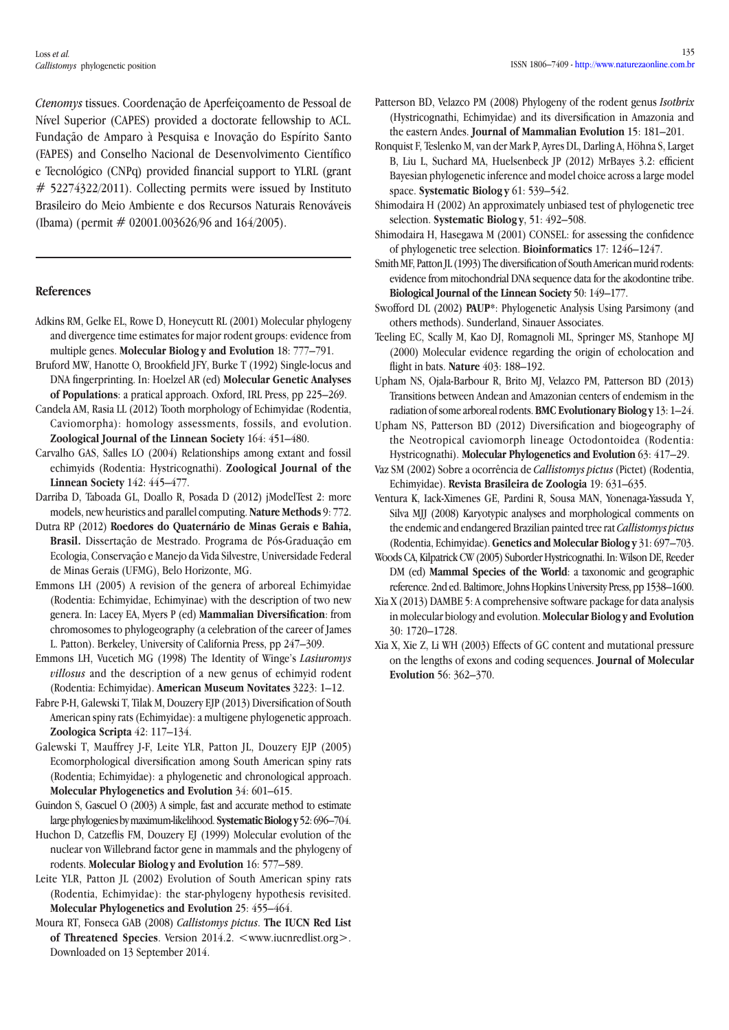*Ctenomys* tissues. Coordenação de Aperfeiçoamento de Pessoal de Nível Superior (CAPES) provided a doctorate fellowship to ACL. Fundação de Amparo à Pesquisa e Inovação do Espírito Santo (FAPES) and Conselho Nacional de Desenvolvimento Científico e Tecnológico (CNPq) provided financial support to YLRL (grant # 52274322/2011). Collecting permits were issued by Instituto Brasileiro do Meio Ambiente e dos Recursos Naturais Renováveis (Ibama) (permit # 02001.003626/96 and 164/2005).

---

## References

Adkins RM, Gelke EL, Rowe D, Honeycutt RL (2001) Molecular phylogeny and divergence time estimates for major rodent groups: evidence from multiple genes. **Molecular Biology and Evolution** 18: 777–791.

Bruford MW, Hanotte O, Brookfield JFY, Burke T (1992) Single-locus and DNA fingerprinting. In: Hoelzel AR (ed) **Molecular Genetic Analyses of Populations**: a pratical approach. Oxford, IRL Press, pp 225–269.

Candela AM, Rasia LL (2012) Tooth morphology of Echimyidae (Rodentia, Caviomorpha): homology assessments, fossils, and evolution. **Zoological Journal of the Linnean Society** 164: 451–480.

Carvalho GAS, Salles LO (2004) Relationships among extant and fossil echimyids (Rodentia: Hystricognathi). **Zoological Journal of the Linnean Society** 142: 445–477.

Darriba D, Taboada GL, Doallo R, Posada D (2012) jModelTest 2: more models, new heuristics and parallel computing. **Nature Methods** 9: 772.

Dutra RP (2012) **Roedores do Quaternário de Minas Gerais e Bahia, Brasil.** Dissertação de Mestrado. Programa de Pós-Graduação em Ecologia, Conservação e Manejo da Vida Silvestre, Universidade Federal de Minas Gerais (UFMG), Belo Horizonte, MG.

Emmons LH (2005) A revision of the genera of arboreal Echimyidae (Rodentia: Echimyidae, Echimyinae) with the description of two new genera. In: Lacey EA, Myers P (ed) **Mammalian Diversification**: from chromosomes to phylogeography (a celebration of the career of James L. Patton). Berkeley, University of California Press, pp 247–309.

Emmons LH, Vucetich MG (1998) The Identity of Winge's *Lasiuromys villosus* and the description of a new genus of echimyid rodent (Rodentia: Echimyidae). **American Museum Novitates** 3223: 1–12.

Fabre P-H, Galewski T, Tilak M, Douzery EJP (2013) Diversification of South American spiny rats (Echimyidae): a multigene phylogenetic approach. **Zoologica Scripta** 42: 117–134.

Galewski T, Mauffrey J-F, Leite YLR, Patton JL, Douzery EJP (2005) Ecomorphological diversification among South American spiny rats (Rodentia; Echimyidae): a phylogenetic and chronological approach. **Molecular Phylogenetics and Evolution** 34: 601–615.

Guindon S, Gascuel O (2003) A simple, fast and accurate method to estimate large phylogenies by maximum-likelihood. **Systematic Biology** 52: 696–704.

Huchon D, Catzeflis FM, Douzery EJ (1999) Molecular evolution of the nuclear von Willebrand factor gene in mammals and the phylogeny of rodents. **Molecular Biology and Evolution** 16: 577–589.

Leite YLR, Patton JL (2002) Evolution of South American spiny rats (Rodentia, Echimyidae): the star-phylogeny hypothesis revisited. **Molecular Phylogenetics and Evolution** 25: 455–464.

Moura RT, Fonseca GAB (2008) *Callistomys pictus*. **The IUCN Red List of Threatened Species**. Version 2014.2. <www.iucnredlist.org>. Downloaded on 13 September 2014.

Patterson BD, Velazco PM (2008) Phylogeny of the rodent genus *Isothrix* (Hystricognathi, Echimyidae) and its diversification in Amazonia and the eastern Andes. **Journal of Mammalian Evolution** 15: 181–201.

Ronquist F, Teslenko M, van der Mark P, Ayres DL, Darling A, Höhna S, Larget B, Liu L, Suchard MA, Huelsenbeck JP (2012) MrBayes 3.2: efficient Bayesian phylogenetic inference and model choice across a large model space. **Systematic Biology** 61: 539–542.

Shimodaira H (2002) An approximately unbiased test of phylogenetic tree selection. **Systematic Biology**, 51: 492–508.

Shimodaira H, Hasegawa M (2001) CONSEL: for assessing the confidence of phylogenetic tree selection. **Bioinformatics** 17: 1246–1247.

Smith MF, Patton JL (1993) The diversification of South American murid rodents: evidence from mitochondrial DNA sequence data for the akodontine tribe. **Biological Journal of the Linnean Society** 50: 149–177.

Swofford DL (2002) **PAUP***: Phylogenetic Analysis Using Parsimony (and others methods). Sunderland, Sinauer Associates.

Teeling EC, Scally M, Kao DJ, Romagnoli ML, Springer MS, Stanhope MJ (2000) Molecular evidence regarding the origin of echolocation and flight in bats. **Nature** 403: 188–192.

Upham NS, Ojala-Barbour R, Brito MJ, Velazco PM, Patterson BD (2013) Transitions between Andean and Amazonian centers of endemism in the radiation of some arboreal rodents. **BMC Evolutionary Biology** 13: 1–24.

Upham NS, Patterson BD (2012) Diversification and biogeography of the Neotropical caviomorph lineage Octodontoidea (Rodentia: Hystricognathi). **Molecular Phylogenetics and Evolution** 63: 417–29.

Vaz SM (2002) Sobre a ocorrência de *Callistomys pictus* (Pictet) (Rodentia, Echimyidae). **Revista Brasileira de Zoologia** 19: 631–635.

Ventura K, Iack-Ximenes GE, Pardini R, Sousa MAN, Yonenaga-Yassuda Y, Silva MJJ (2008) Karyotypic analyses and morphological comments on the endemic and endangered Brazilian painted tree rat *Callistomys pictus* (Rodentia, Echimyidae). **Genetics and Molecular Biology** 31: 697–703.

Woods CA, Kilpatrick CW (2005) Suborder Hystricognathi. In: Wilson DE, Reeder DM (ed) **Mammal Species of the World**: a taxonomic and geographic reference. 2nd ed. Baltimore, Johns Hopkins University Press, pp 1538–1600.

Xia X (2013) DAMBE 5: A comprehensive software package for data analysis in molecular biology and evolution. **Molecular Biology and Evolution** 30: 1720–1728.

Xia X, Xie Z, Li WH (2003) Effects of GC content and mutational pressure on the lengths of exons and coding sequences. **Journal of Molecular Evolution** 56: 362–370.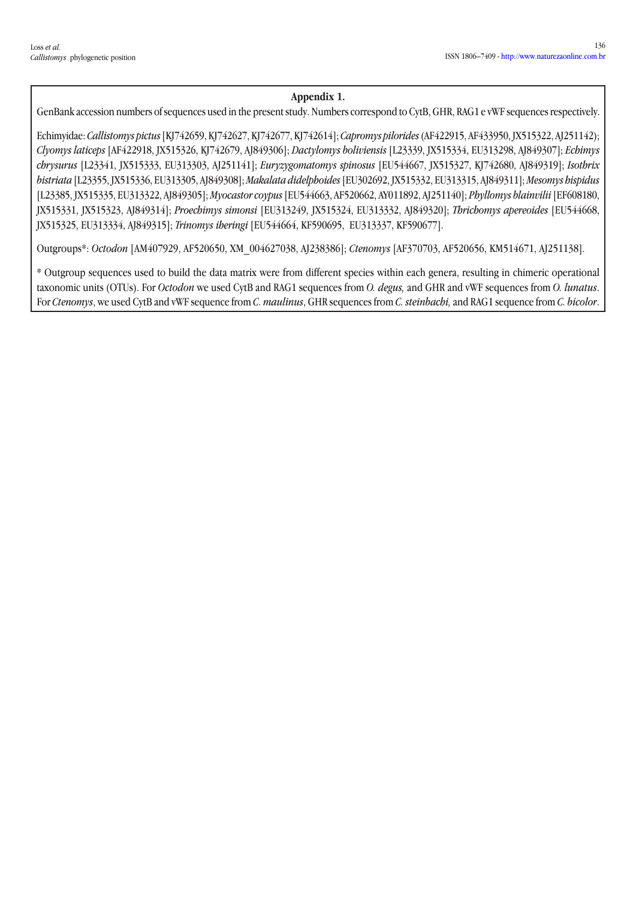**Appendix 1.**

GenBank accession numbers of sequences used in the present study. Numbers correspond to CytB, GHR, RAG1 e vWF sequences respectively.

Echimyidae: *Callistomys pictus* [KJ742659, KJ742627, KJ742677, KJ742614]; *Capromys pilorides* (AF422915, AF433950, JX515322, AJ251142); *Clyomys laticeps* [AF422918, JX515326, KJ742679, AJ849306]; *Dactylomys boliviensis* [L23339, JX515334, EU313298, AJ849307]; *Echimys chrysurus* [L23341, JX515333, EU313303, AJ251141]; *Euryzygomatomys spinosus* [EU544667, JX515327, KJ742680, AJ849319]; *Isothrix bistriata* [L23355, JX515336, EU313305, AJ849308]; *Makalata didelphoides* [EU302692, JX515332, EU313315, AJ849311]; *Mesomys hispidus* [L23385, JX515335, EU313322, AJ849305]; *Myocastor coypus* [EU544663, AF520662, AY011892, AJ251140]; *Phyllomys blainvilii* [EF608180, JX515331, JX515323, AJ849314]; *Proechimys simonsi* [EU313249, JX515324, EU313332, AJ849320]; *Thrichomys apereoides* [EU544668, JX515325, EU313334, AJ849315]; *Trinomys iheringi* [EU544664, KF590695, EU313337, KF590677].

Outgroups*: *Octodon* [AM407929, AF520650, XM_004627038, AJ238386]; *Ctenomys* [AF370703, AF520656, KM514671, AJ251138].

* Outgroup sequences used to build the data matrix were from different species within each genera, resulting in chimeric operational taxonomic units (OTUs). For *Octodon* we used CytB and RAG1 sequences from *O. degus,* and GHR and vWF sequences from *O. lunatus*. For *Ctenomys*, we used CytB and vWF sequence from *C. maulinus*, GHR sequences from *C. steinbachi,* and RAG1 sequence from *C. bicolor*.